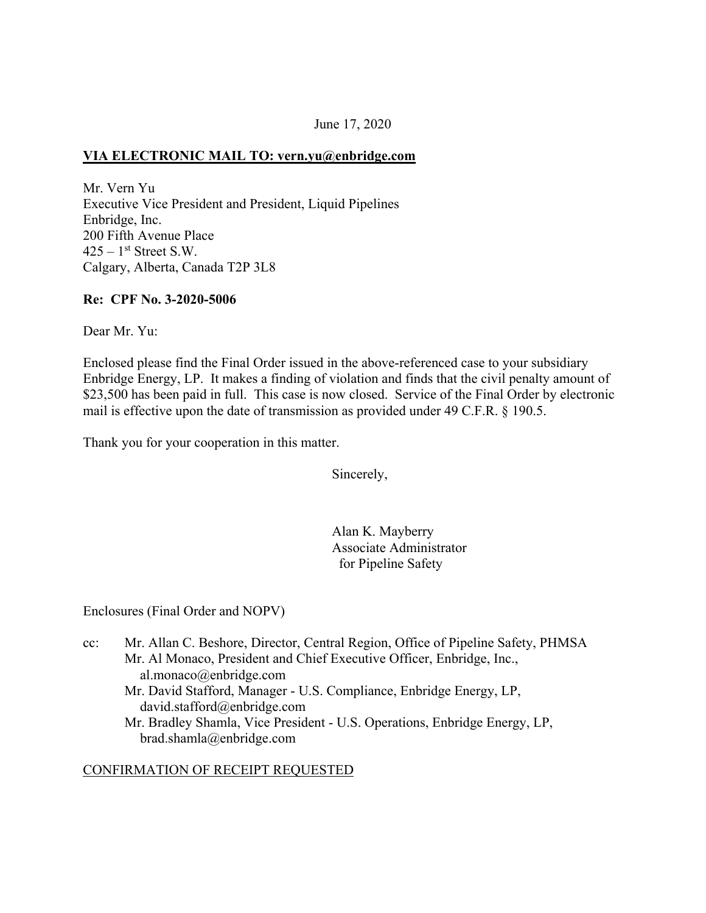June 17, 2020

**VIA ELECTRONIC MAIL TO: vern.yu@enbridge.com**

Mr. Vern Yu
Executive Vice President and President, Liquid Pipelines
Enbridge, Inc.
200 Fifth Avenue Place
425 – 1st Street S.W.
Calgary, Alberta, Canada T2P 3L8

**Re: CPF No. 3-2020-5006**

Dear Mr. Yu:

Enclosed please find the Final Order issued in the above-referenced case to your subsidiary Enbridge Energy, LP. It makes a finding of violation and finds that the civil penalty amount of $23,500 has been paid in full. This case is now closed. Service of the Final Order by electronic mail is effective upon the date of transmission as provided under 49 C.F.R. § 190.5.

Thank you for your cooperation in this matter.

Sincerely,

Alan K. Mayberry
Associate Administrator
for Pipeline Safety

Enclosures (Final Order and NOPV)

cc: Mr. Allan C. Beshore, Director, Central Region, Office of Pipeline Safety, PHMSA
Mr. Al Monaco, President and Chief Executive Officer, Enbridge, Inc., al.monaco@enbridge.com
Mr. David Stafford, Manager - U.S. Compliance, Enbridge Energy, LP, david.stafford@enbridge.com
Mr. Bradley Shamla, Vice President - U.S. Operations, Enbridge Energy, LP, brad.shamla@enbridge.com

CONFIRMATION OF RECEIPT REQUESTED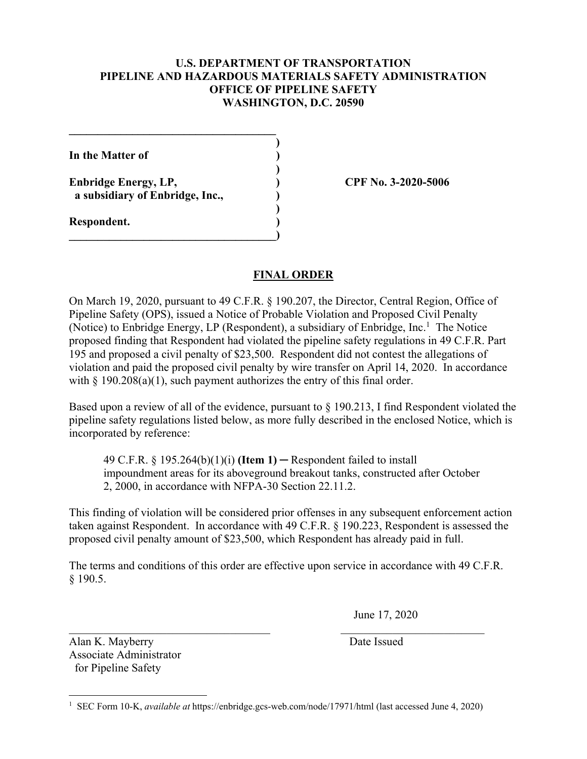**U.S. DEPARTMENT OF TRANSPORTATION**
**PIPELINE AND HAZARDOUS MATERIALS SAFETY ADMINISTRATION**
**OFFICE OF PIPELINE SAFETY**
**WASHINGTON, D.C. 20590**

**In the Matter of**

**Enbridge Energy, LP,**
**a subsidiary of Enbridge, Inc.,**

**Respondent.**

**CPF No. 3-2020-5006**

## FINAL ORDER

On March 19, 2020, pursuant to 49 C.F.R. § 190.207, the Director, Central Region, Office of Pipeline Safety (OPS), issued a Notice of Probable Violation and Proposed Civil Penalty (Notice) to Enbridge Energy, LP (Respondent), a subsidiary of Enbridge, Inc.[1] The Notice proposed finding that Respondent had violated the pipeline safety regulations in 49 C.F.R. Part 195 and proposed a civil penalty of $23,500. Respondent did not contest the allegations of violation and paid the proposed civil penalty by wire transfer on April 14, 2020. In accordance with § 190.208(a)(1), such payment authorizes the entry of this final order.

Based upon a review of all of the evidence, pursuant to § 190.213, I find Respondent violated the pipeline safety regulations listed below, as more fully described in the enclosed Notice, which is incorporated by reference:

> 49 C.F.R. § 195.264(b)(1)(i) **(Item 1)** ─ Respondent failed to install impoundment areas for its aboveground breakout tanks, constructed after October 2, 2000, in accordance with NFPA-30 Section 22.11.2.

This finding of violation will be considered prior offenses in any subsequent enforcement action taken against Respondent. In accordance with 49 C.F.R. § 190.223, Respondent is assessed the proposed civil penalty amount of $23,500, which Respondent has already paid in full.

The terms and conditions of this order are effective upon service in accordance with 49 C.F.R. § 190.5.

Alan K. Mayberry
Associate Administrator
for Pipeline Safety

June 17, 2020
Date Issued

[1] SEC Form 10-K, *available at* https://enbridge.gcs-web.com/node/17971/html (last accessed June 4, 2020)